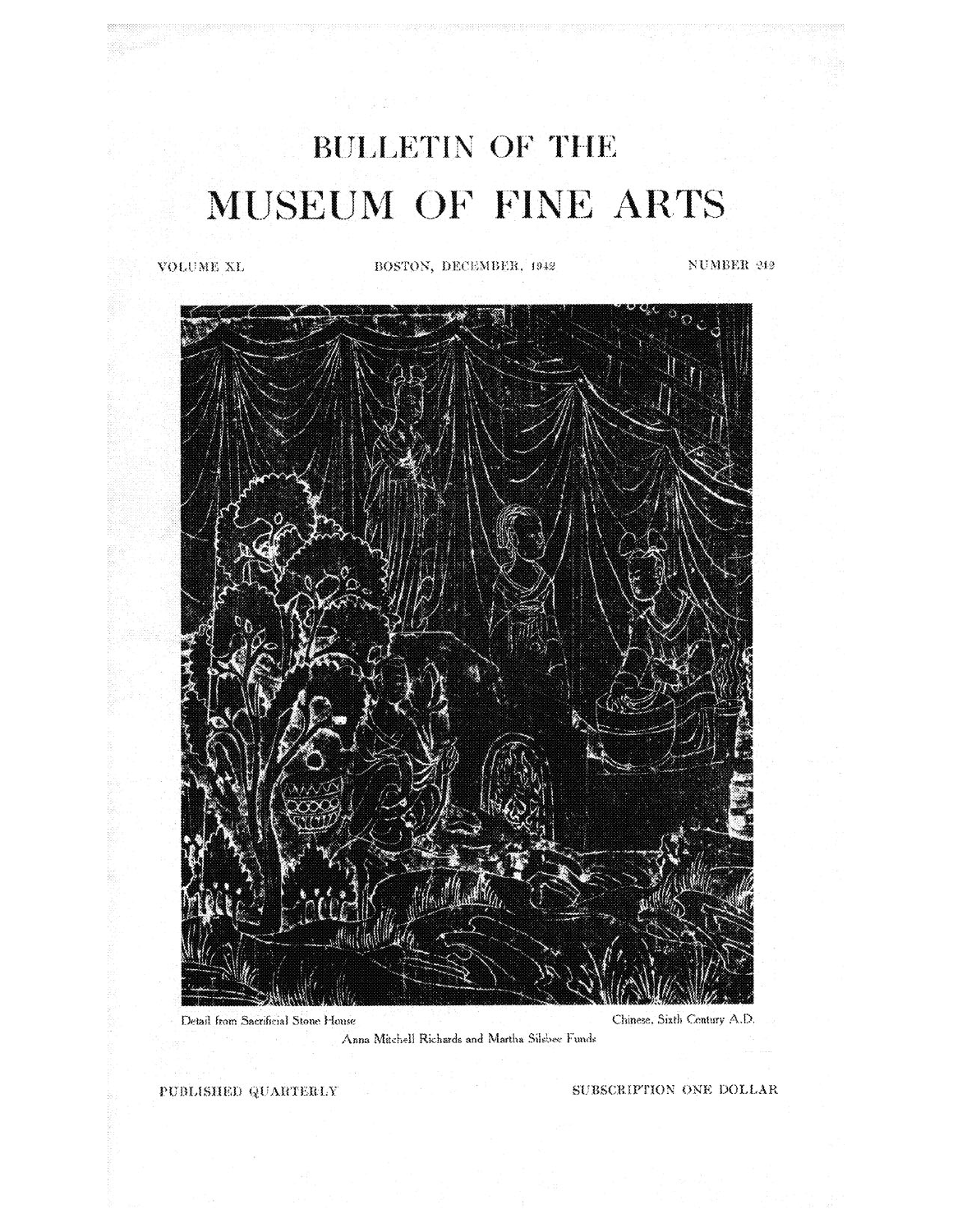# BULLETIN OF THE
# MUSEUM OF FINE ARTS

VOLUME XL BOSTON, DECEMBER, 1942 NUMBER 242

Detail from Sacrificial Stone House Chinese, Sixth Century A.D.

Anna Mitchell Richards and Martha Silsbee Funds

PUBLISHED QUARTERLY SUBSCRIPTION ONE DOLLAR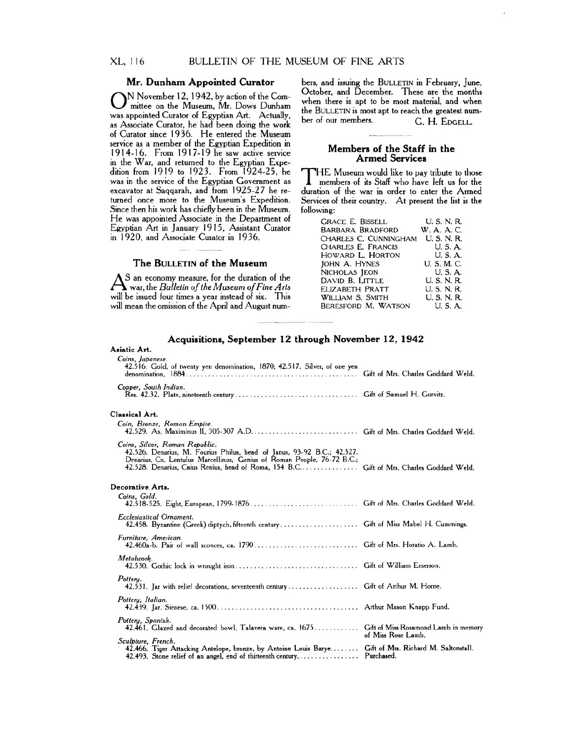## Mr. Dunham Appointed Curator

ON November 12, 1942, by action of the Committee on the Museum, Mr. Dows Dunham was appointed Curator of Egyptian Art. Actually, as Associate Curator, he had been doing the work of Curator since 1936. He entered the Museum service as a member of the Egyptian Expedition in 1914-16. From 1917-19 he saw active service in the War, and returned to the Egyptian Expedition from 1919 to 1923. From 1924-25, he was in the service of the Egyptian Government as excavator at Saqqarah, and from 1925-27 he returned once more to the Museum's Expedition. Since then his work has chiefly been in the Museum. He was appointed Associate in the Department of Egyptian Art in January 1915, Assistant Curator in 1920, and Associate Curator in 1936.

## The BULLETIN of the Museum

AS an economy measure, for the duration of the war, the *Bulletin of the Museum of Fine Arts* will be issued four times a year instead of six. This will mean the omission of the April and August numbers, and issuing the BULLETIN in February, June, October, and December. These are the months when there is apt to be most material, and when the BULLETIN is most apt to reach the greatest number of our members.

G. H. EDGELL.

## Members of the Staff in the Armed Services

THE Museum would like to pay tribute to those members of its Staff who have left us for the duration of the war in order to enter the Armed Services of their country. At present the list is the following:

| | |
|---|---|
| GRACE E. BISSELL | U. S. N. R. |
| BARBARA BRADFORD | W. A. A. C. |
| CHARLES C. CUNNINGHAM | U. S. N. R. |
| CHARLES E. FRANCIS | U. S. A. |
| HOWARD L. HORTON | U. S. A. |
| JOHN A. HYNES | U. S. M. C. |
| NICHOLAS JEON | U. S. A. |
| DAVID B. LITTLE | U. S. N. R. |
| ELIZABETH PRATT | U. S. N. R. |
| WILLIAM S. SMITH | U. S. N. R. |
| BERESFORD M. WATSON | U. S. A. |

## Acquisitions, September 12 through November 12, 1942

**Asiatic Art.**

*Coins, Japanese.*
42.516. Gold, of twenty yen denomination, 1870; 42.517. Silver, of one yen denomination, 1884 .......... Gift of Mrs. Charles Goddard Weld.

*Copper, South Indian.*
Res. 42.32. Plate, nineteenth century .......... Gift of Samuel H. Gurvitz.

**Classical Art.**

*Coin, Bronze, Roman Empire.*
42.529. As, Maximinus II, 305-307 A.D. .......... Gift of Mrs. Charles Goddard Weld.

*Coins, Silver, Roman Republic.*
42.526. Denarius, M. Fourius Philus, head of Janus, 93-92 B.C.; 42.527. Denarius, Cn. Lentulus Marcellinus, Genius of Roman People, 76-72 B.C.; 42.528. Denarius, Caius Renius, head of Roma, 154 B.C. .......... Gift of Mrs. Charles Goddard Weld.

**Decorative Arts.**

*Coins, Gold.*
42.518-525. Eight, European, 1799-1876 .......... Gift of Mrs. Charles Goddard Weld.

*Ecclesiastical Ornament.*
42.458. Byzantine (Greek) diptych, fifteenth century .......... Gift of Miss Mabel H. Cummings.

*Furniture, American.*
42.460a-b. Pair of wall sconces, ca. 1790 .......... Gift of Mrs. Horatio A. Lamb.

*Metalwork.*
42.530. Gothic lock in wrought iron .......... Gift of William Emerson.

*Pottery.*
42.531. Jar with relief decorations, seventeenth century .......... Gift of Arthur M. Horne.

*Pottery, Italian.*
42.439. Jar, Sienese, ca. 1500 .......... Arthur Mason Knapp Fund.

*Pottery, Spanish.*
42.461. Glazed and decorated bowl, Talavera ware, ca. 1675 .......... Gift of Miss Rosamond Lamb in memory of Miss Rose Lamb.

*Sculpture, French.*
42.466. Tiger Attacking Antelope, bronze, by Antoine Louis Barye .......... Gift of Mrs. Richard M. Saltonstall.
42.493. Stone relief of an angel, end of thirteenth century .......... Purchased.